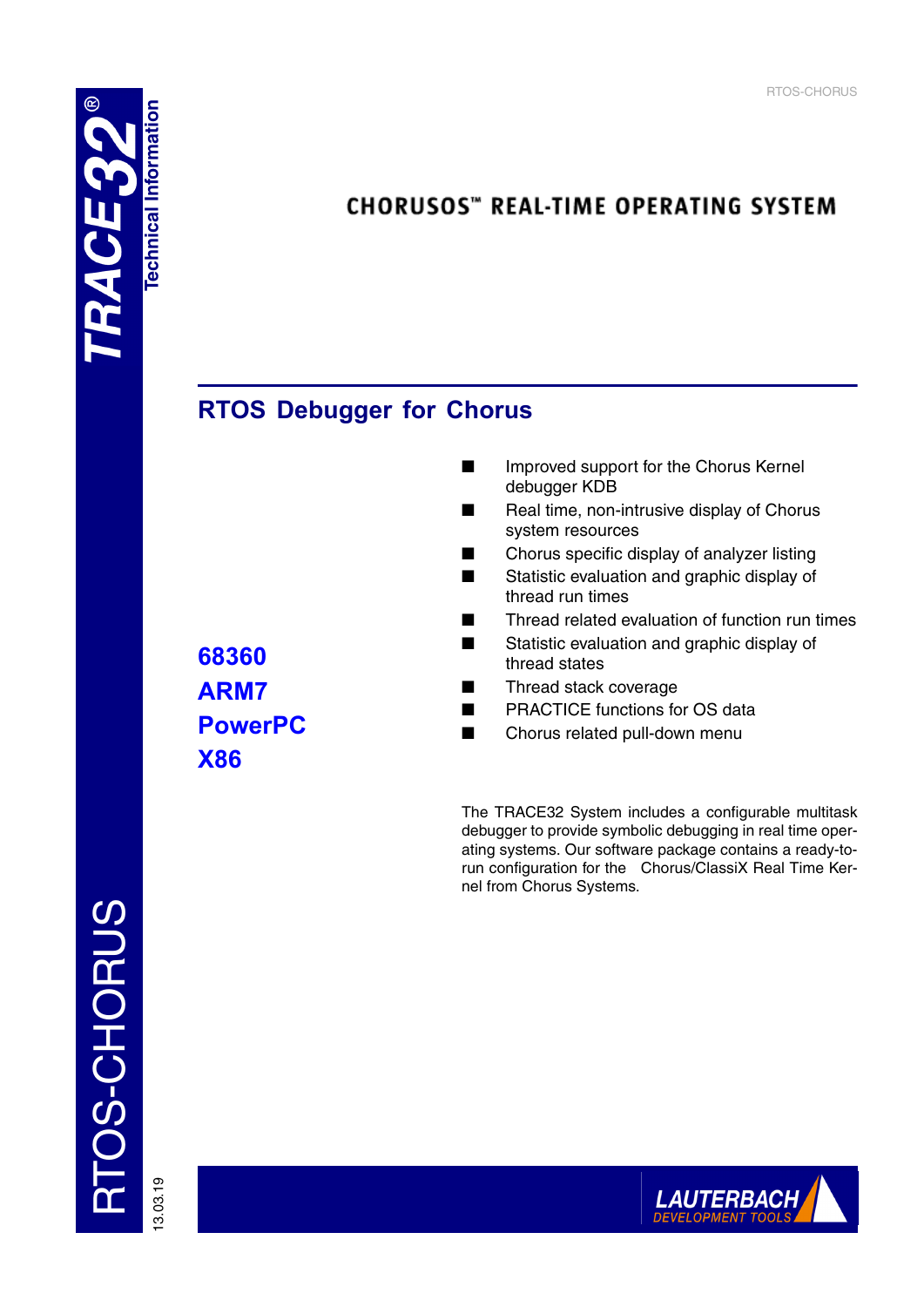# CHORUSOS™ REAL-TIME OPERATING SYSTEM

## RTOS Debugger for Chorus

**68360**
**ARM7**
**PowerPC**
**X86**

- Improved support for the Chorus Kernel debugger KDB
- Real time, non-intrusive display of Chorus system resources
- Chorus specific display of analyzer listing
- Statistic evaluation and graphic display of thread run times
- Thread related evaluation of function run times
- Statistic evaluation and graphic display of thread states
- Thread stack coverage
- PRACTICE functions for OS data
- Chorus related pull-down menu

The TRACE32 System includes a configurable multitask debugger to provide symbolic debugging in real time operating systems. Our software package contains a ready-to-run configuration for the Chorus/ClassiX Real Time Kernel from Chorus Systems.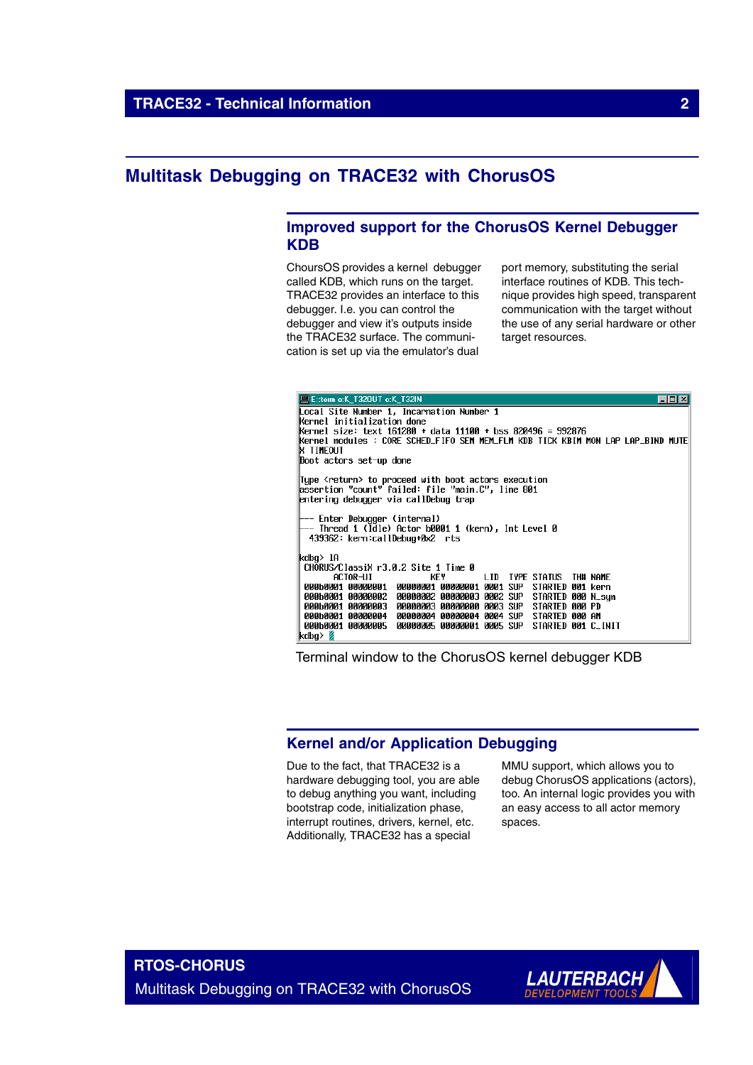# Multitask Debugging on TRACE32 with ChorusOS

## Improved support for the ChorusOS Kernel Debugger KDB

ChoursOS provides a kernel debugger called KDB, which runs on the target. TRACE32 provides an interface to this debugger. I.e. you can control the debugger and view it's outputs inside the TRACE32 surface. The communication is set up via the emulator's dual port memory, substituting the serial interface routines of KDB. This technique provides high speed, transparent communication with the target without the use of any serial hardware or other target resources.

```
E::term e:K_T32OUT e:K_T32IN
Local Site Number 1, Incarnation Number 1
Kernel initialization done
Kernel size: text 161280 + data 11100 + bss 820496 = 992876
Kernel modules : CORE SCHED_FIFO SEM MEM_FLM KDB TICK KBIM MON LAP LAP_BIND MUTE
X TIMEOUT
Boot actors set-up done

Type <return> to proceed with boot actors execution
assertion "count" failed: file "main.C", line 801
entering debugger via callDebug trap

--- Enter Debugger (internal)
--- Thread 1 (Idle) Actor b0001 1 (kern), Int Level 0
  439362: kern:callDebug+0x2  rts

kdbg> lA
 CHORUS/ClassiX r3.0.2 Site 1 Time 0
        ACTOR-UI              KEY          LID  TYPE STATUS   THN NAME
 000b0001 00000001  00000001 00000001 0001 SUP  STARTED 001 kern
 000b0001 00000002  00000002 00000003 0002 SUP  STARTED 000 N_sym
 000b0001 00000003  00000003 00000000 0003 SUP  STARTED 000 PD
 000b0001 00000004  00000004 00000004 0004 SUP  STARTED 000 AM
 000b0001 00000005  00000005 00000001 0005 SUP  STARTED 001 C_INIT
kdbg>
```

Terminal window to the ChorusOS kernel debugger KDB

## Kernel and/or Application Debugging

Due to the fact, that TRACE32 is a hardware debugging tool, you are able to debug anything you want, including bootstrap code, initialization phase, interrupt routines, drivers, kernel, etc. Additionally, TRACE32 has a special MMU support, which allows you to debug ChorusOS applications (actors), too. An internal logic provides you with an easy access to all actor memory spaces.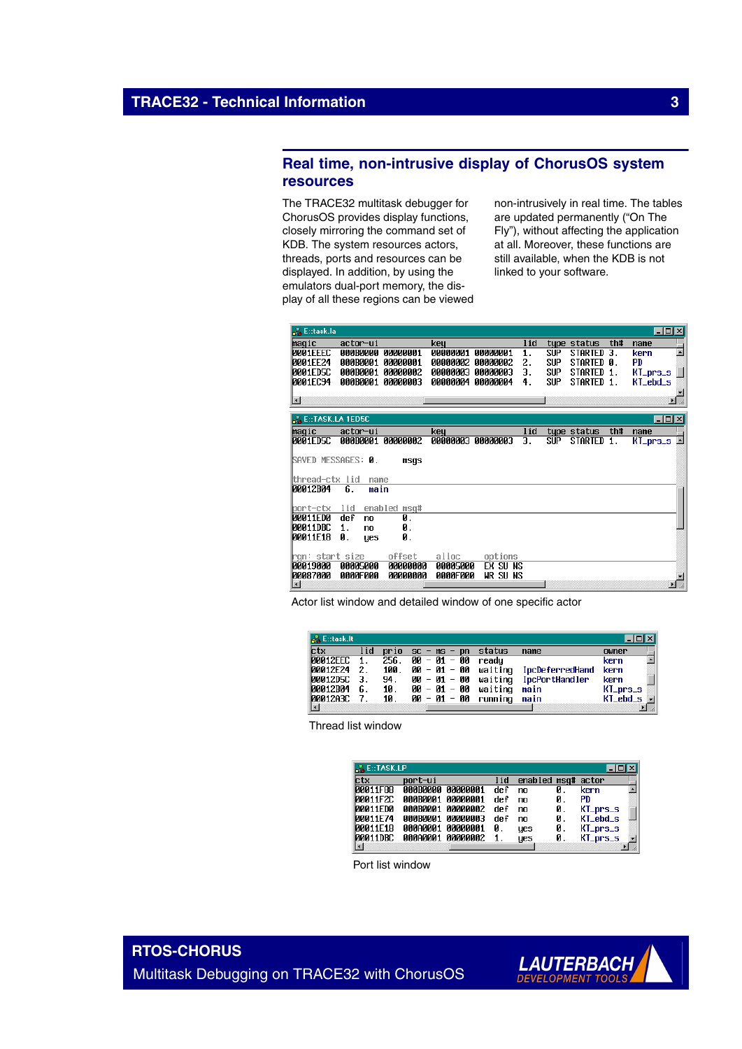## Real time, non-intrusive display of ChorusOS system resources

The TRACE32 multitask debugger for ChorusOS provides display functions, closely mirroring the command set of KDB. The system resources actors, threads, ports and resources can be displayed. In addition, by using the emulators dual-port memory, the display of all these regions can be viewed non-intrusively in real time. The tables are updated permanently (“On The Fly”), without affecting the application at all. Moreover, these functions are still available, when the KDB is not linked to your software.

E::task.la

| magic | actor-ui | | key | | lid | type | status | th# | name |
|---|---|---|---|---|---|---|---|---|---|
| 0001EEEC | 000B0000 | 00000001 | 00000001 | 00000001 | 1. | SUP | STARTED | 3. | kern |
| 0001EE24 | 000B0001 | 00000001 | 00000002 | 00000002 | 2. | SUP | STARTED | 0. | PD |
| 0001ED5C | 000D0001 | 00000002 | 00000003 | 00000003 | 3. | SUP | STARTED | 1. | KT_prs_s |
| 0001EC94 | 000B0001 | 00000003 | 00000004 | 00000004 | 4. | SUP | STARTED | 1. | KT_ebd_s |

E::TASK.LA 1ED5C

| magic | actor-ui | | key | | lid | type | status | th# | name |
|---|---|---|---|---|---|---|---|---|---|
| 0001ED5C | 000D0001 | 00000002 | 00000003 | 00000003 | 3. | SUP | STARTED | 1. | KT_prs_s |

SAVED MESSAGES: 0. msgs

| thread-ctx | lid | name |
|---|---|---|
| 00012D04 | 6. | main |

| port-ctx | lid | enabled | msg# |
|---|---|---|---|
| 00011ED0 | def | no | 0. |
| 00011DBC | 1. | no | 0. |
| 00011E18 | 0. | yes | 0. |

| rgn: start | size | offset | alloc | options |
|---|---|---|---|---|
| 00019000 | 00005000 | 00000000 | 00005000 | EX SU NS |
| 00087000 | 0000F000 | 00000000 | 0000F000 | WR SU NS |

Actor list window and detailed window of one specific actor

E::task.lt

| ctx | lid | prio | sc - ms - pn | status | name | owner |
|---|---|---|---|---|---|---|
| 00012EEC | 1. | 256. | 00 - 01 - 00 | ready | | kern |
| 00012E24 | 2. | 100. | 00 - 01 - 00 | waiting | IpcDeferredHand | kern |
| 00012D5C | 3. | 94. | 00 - 01 - 00 | waiting | IpcPortHandler | kern |
| 00012D04 | 6. | 10. | 00 - 01 - 00 | waiting | main | KT_prs_s |
| 00012A3C | 7. | 10. | 00 - 01 - 00 | running | main | KT_ebd_s |

Thread list window

E::TASK.LP

| ctx | port-ui | | lid | enabled | msg# | actor |
|---|---|---|---|---|---|---|
| 00011F08 | 000D0000 | 00000001 | def | no | 0. | kern |
| 00011F2C | 000B0001 | 00000001 | def | no | 0. | PD |
| 00011ED0 | 000B0001 | 00000002 | def | no | 0. | KT_prs_s |
| 00011E74 | 000B0001 | 00000003 | def | no | 0. | KT_ebd_s |
| 00011E18 | 000A0001 | 00000001 | 0. | yes | 0. | KT_prs_s |
| 00011DBC | 000A0001 | 00000002 | 1. | yes | 0. | KT_prs_s |

Port list window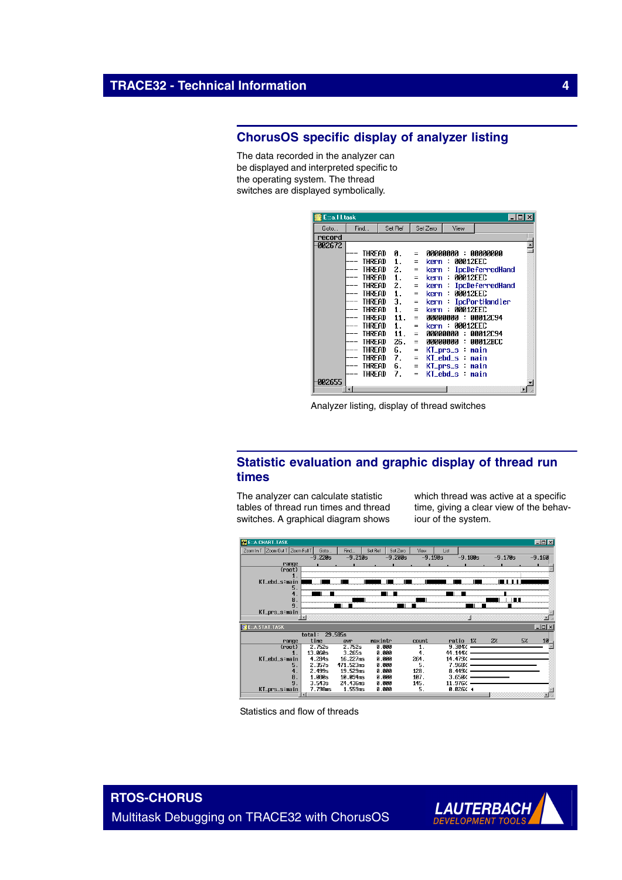## ChorusOS specific display of analyzer listing

The data recorded in the analyzer can be displayed and interpreted specific to the operating system. The thread switches are displayed symbolically.

Analyzer listing, display of thread switches

## Statistic evaluation and graphic display of thread run times

The analyzer can calculate statistic tables of thread run times and thread switches. A graphical diagram shows which thread was active at a specific time, giving a clear view of the behaviour of the system.

Statistics and flow of threads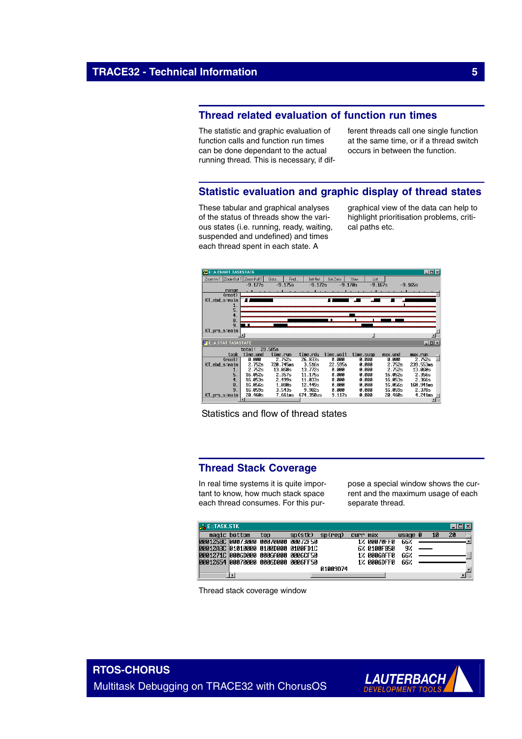## Thread related evaluation of function run times

The statistic and graphic evaluation of function calls and function run times can be done dependant to the actual running thread. This is necessary, if different threads call one single function at the same time, or if a thread switch occurs in between the function.

## Statistic evaluation and graphic display of thread states

These tabular and graphical analyses of the status of threads show the various states (i.e. running, ready, waiting, suspended and undefined) and times each thread spent in each state. A graphical view of the data can help to highlight prioritisation problems, critical paths etc.

Statistics and flow of thread states

## Thread Stack Coverage

In real time systems it is quite important to know, how much stack space each thread consumes. For this purpose a special window shows the current and the maximum usage of each separate thread.

Thread stack coverage window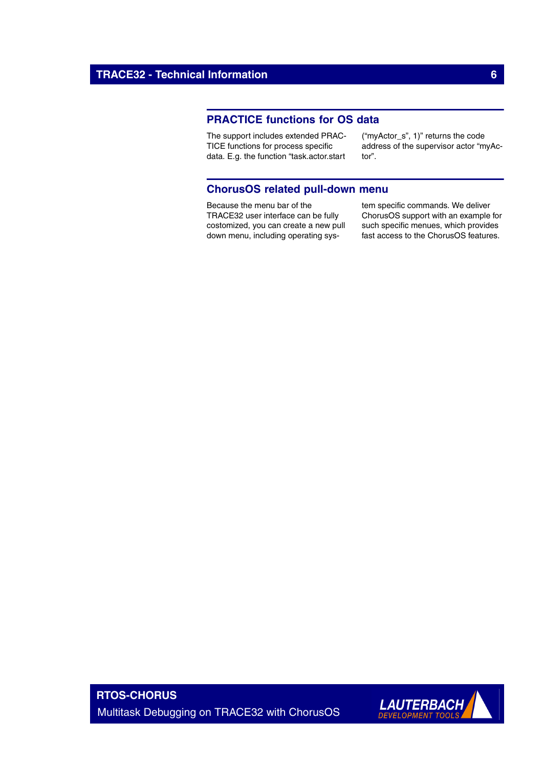## PRACTICE functions for OS data

The support includes extended PRACTICE functions for process specific data. E.g. the function "task.actor.start ("myActor_s", 1)" returns the code address of the supervisor actor "myActor".

## ChorusOS related pull-down menu

Because the menu bar of the TRACE32 user interface can be fully costomized, you can create a new pull down menu, including operating system specific commands. We deliver ChorusOS support with an example for such specific menues, which provides fast access to the ChorusOS features.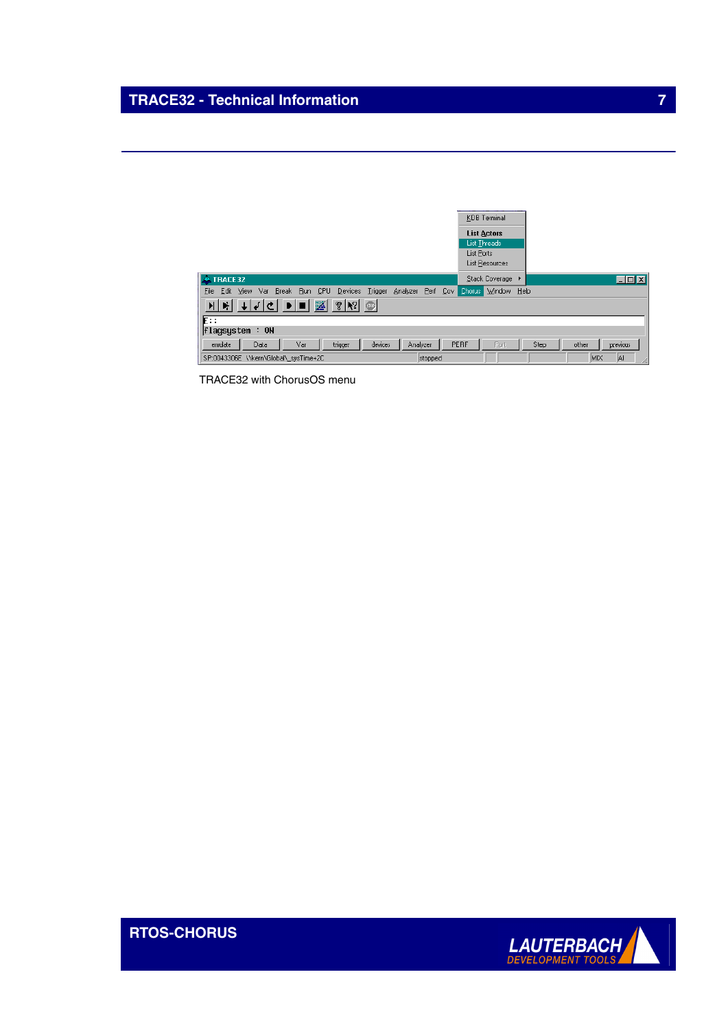TRACE32 with ChorusOS menu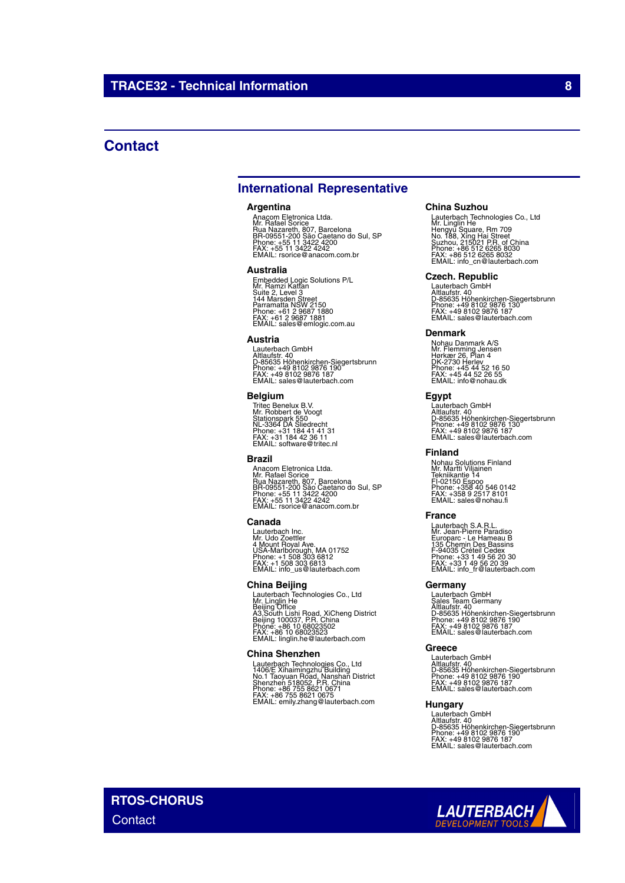# Contact

## International Representative

### Argentina

Anacom Eletronica Ltda.
Mr. Rafael Sorice
Rua Nazareth, 807, Barcelona
BR-09551-200 São Caetano do Sul, SP
Phone: +55 11 3422 4200
FAX: +55 11 3422 4242
EMAIL: rsorice@anacom.com.br

### Australia

Embedded Logic Solutions P/L
Mr. Ramzi Kattan
Suite 2, Level 3
144 Marsden Street
Parramatta NSW 2150
Phone: +61 2 9687 1880
FAX: +61 2 9687 1881
EMAIL: sales@emlogic.com.au

### Austria

Lauterbach GmbH
Altlaufstr. 40
D-85635 Höhenkirchen-Siegertsbrunn
Phone: +49 8102 9876 190
FAX: +49 8102 9876 187
EMAIL: sales@lauterbach.com

### Belgium

Tritec Benelux B.V.
Mr. Robbert de Voogt
Stationspark 550
NL-3364 DA Sliedrecht
Phone: +31 184 41 41 31
FAX: +31 184 42 36 11
EMAIL: software@tritec.nl

### Brazil

Anacom Eletronica Ltda.
Mr. Rafael Sorice
Rua Nazareth, 807, Barcelona
BR-09551-200 São Caetano do Sul, SP
Phone: +55 11 3422 4200
FAX: +55 11 3422 4242
EMAIL: rsorice@anacom.com.br

### Canada

Lauterbach Inc.
Mr. Udo Zoettler
4 Mount Royal Ave.
USA-Marlborough, MA 01752
Phone: +1 508 303 6812
FAX: +1 508 303 6813
EMAIL: info_us@lauterbach.com

### China Beijing

Lauterbach Technologies Co., Ltd
Mr. Linglin He
Beijing Office
A3,South Lishi Road, XiCheng District
Beijing 100037, P.R. China
Phone: +86 10 68023502
FAX: +86 10 68023523
EMAIL: linglin.he@lauterbach.com

### China Shenzhen

Lauterbach Technologies Co., Ltd
1406/E Xihaimingzhu Building
No.1 Taoyuan Road, Nanshan District
Shenzhen 518052, P.R. China
Phone: +86 755 8621 0671
FAX: +86 755 8621 0675
EMAIL: emily.zhang@lauterbach.com

### China Suzhou

Lauterbach Technologies Co., Ltd
Mr. Linglin He
Hengyu Square, Rm 709
No. 188, Xing Hai Street
Suzhou, 215021 P.R. of China
Phone: +86 512 6265 8030
FAX: +86 512 6265 8032
EMAIL: info_cn@lauterbach.com

### Czech. Republic

Lauterbach GmbH
Altlaufstr. 40
D-85635 Höhenkirchen-Siegertsbrunn
Phone: +49 8102 9876 130
FAX: +49 8102 9876 187
EMAIL: sales@lauterbach.com

### Denmark

Nohau Danmark A/S
Mr. Flemming Jensen
Hørkær 26, Plan 4
DK-2730 Herlev
Phone: +45 44 52 16 50
FAX: +45 44 52 26 55
EMAIL: info@nohau.dk

### Egypt

Lauterbach GmbH
Altlaufstr. 40
D-85635 Höhenkirchen-Siegertsbrunn
Phone: +49 8102 9876 130
FAX: +49 8102 9876 187
EMAIL: sales@lauterbach.com

### Finland

Nohau Solutions Finland
Mr. Martti Viljainen
Tekniikantie 14
FI-02150 Espoo
Phone: +358 40 546 0142
FAX: +358 9 2517 8101
EMAIL: sales@nohau.fi

### France

Lauterbach S.A.R.L.
Mr. Jean-Pierre Paradiso
Europarc - Le Hameau B
135 Chemin Des Bassins
F-94035 Créteil Cedex
Phone: +33 1 49 56 20 30
FAX: +33 1 49 56 20 39
EMAIL: info_fr@lauterbach.com

### Germany

Lauterbach GmbH
Sales Team Germany
Altlaufstr. 40
D-85635 Höhenkirchen-Siegertsbrunn
Phone: +49 8102 9876 190
FAX: +49 8102 9876 187
EMAIL: sales@lauterbach.com

### Greece

Lauterbach GmbH
Altlaufstr. 40
D-85635 Höhenkirchen-Siegertsbrunn
Phone: +49 8102 9876 190
FAX: +49 8102 9876 187
EMAIL: sales@lauterbach.com

### Hungary

Lauterbach GmbH
Altlaufstr. 40
D-85635 Höhenkirchen-Siegertsbrunn
Phone: +49 8102 9876 190
FAX: +49 8102 9876 187
EMAIL: sales@lauterbach.com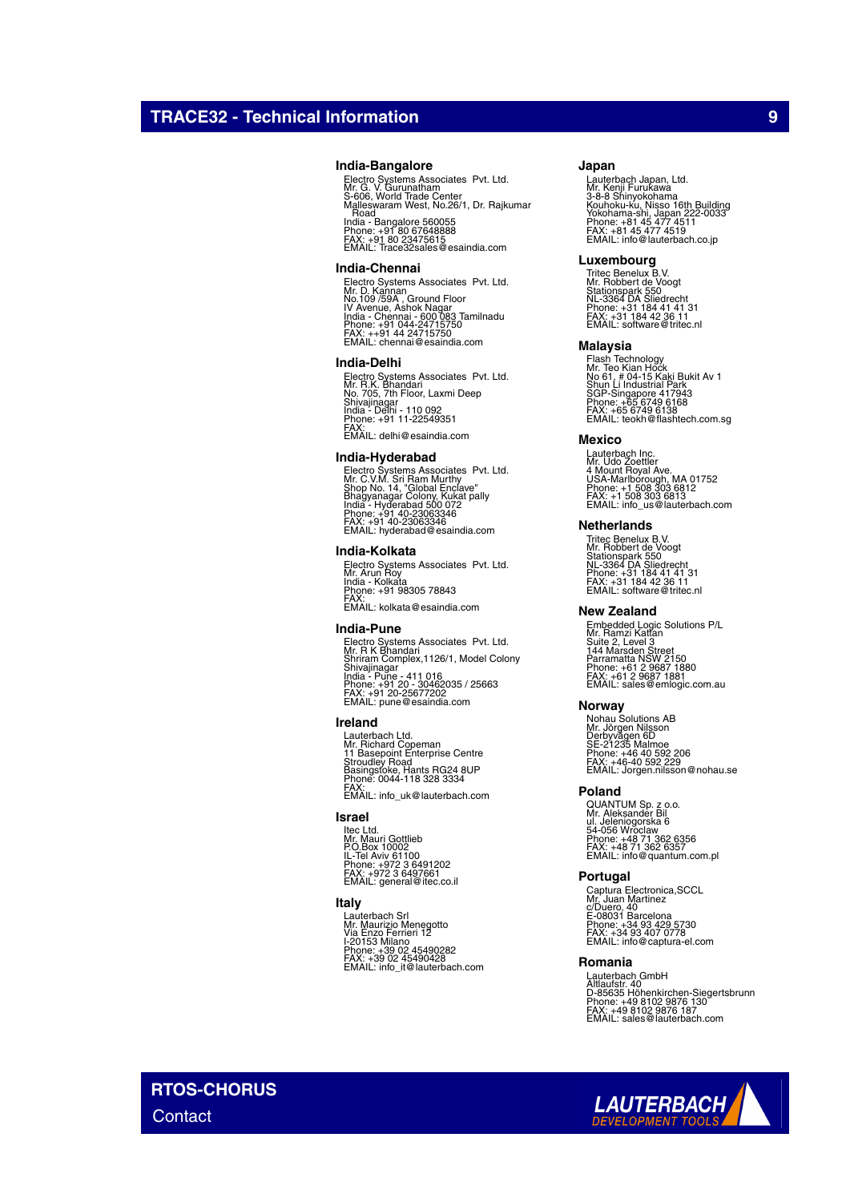## India-Bangalore

Electro Systems Associates Pvt. Ltd.
Mr. G. V. Gurunatham
S-606, World Trade Center
Malleswaram West, No.26/1, Dr. Rajkumar Road
India - Bangalore 560055
Phone: +91 80 67648888
FAX: +91 80 23475615
EMAIL: Trace32sales@esaindia.com

## India-Chennai

Electro Systems Associates Pvt. Ltd.
Mr. D. Kannan
No.109 /59A , Ground Floor
IV Avenue, Ashok Nagar
India - Chennai - 600 083 Tamilnadu
Phone: +91 044-24715750
FAX: ++91 44 24715750
EMAIL: chennai@esaindia.com

## India-Delhi

Electro Systems Associates Pvt. Ltd.
Mr. R.K. Bhandari
No. 705, 7th Floor, Laxmi Deep
Shivajinagar
India - Delhi - 110 092
Phone: +91 11-22549351
FAX:
EMAIL: delhi@esaindia.com

## India-Hyderabad

Electro Systems Associates Pvt. Ltd.
Mr. C.V.M. Sri Ram Murthy
Shop No. 14, "Global Enclave"
Bhagyanagar Colony, Kukat pally
India - Hyderabad 500 072
Phone: +91 40-23063346
FAX: +91 40-23063346
EMAIL: hyderabad@esaindia.com

## India-Kolkata

Electro Systems Associates Pvt. Ltd.
Mr. Arun Roy
India - Kolkata
Phone: +91 98305 78843
FAX:
EMAIL: kolkata@esaindia.com

## India-Pune

Electro Systems Associates Pvt. Ltd.
Mr. R K Bhandari
Shriram Complex,1126/1, Model Colony
Shivajinagar
India - Pune - 411 016
Phone: +91 20 - 30462035 / 25663
FAX: +91 20-25677202
EMAIL: pune@esaindia.com

## Ireland

Lauterbach Ltd.
Mr. Richard Copeman
11 Basepoint Enterprise Centre
Stroudley Road
Basingstoke, Hants RG24 8UP
Phone: 0044-118 328 3334
FAX:
EMAIL: info_uk@lauterbach.com

## Israel

Itec Ltd.
Mr. Mauri Gottlieb
P.O.Box 10002
IL-Tel Aviv 61100
Phone: +972 3 6491202
FAX: +972 3 6497661
EMAIL: general@itec.co.il

## Italy

Lauterbach Srl
Mr. Maurizio Menegotto
Via Enzo Ferrieri 12
I-20153 Milano
Phone: +39 02 45490282
FAX: +39 02 45490428
EMAIL: info_it@lauterbach.com

## Japan

Lauterbach Japan, Ltd.
Mr. Kenji Furukawa
3-8-8 Shinyokohama
Kouhoku-ku, Nisso 16th Building
Yokohama-shi, Japan 222-0033
Phone: +81 45 477 4511
FAX: +81 45 477 4519
EMAIL: info@lauterbach.co.jp

## Luxembourg

Tritec Benelux B.V.
Mr. Robbert de Voogt
Stationspark 550
NL-3364 DA Sliedrecht
Phone: +31 184 41 41 31
FAX: +31 184 42 36 11
EMAIL: software@tritec.nl

## Malaysia

Flash Technology
Mr. Teo Kian Hock
No 61, # 04-15 Kaki Bukit Av 1
Shun Li Industrial Park
SGP-Singapore 417943
Phone: +65 6749 6168
FAX: +65 6749 6138
EMAIL: teokh@flashtech.com.sg

## Mexico

Lauterbach Inc.
Mr. Udo Zoettler
4 Mount Royal Ave.
USA-Marlborough, MA 01752
Phone: +1 508 303 6812
FAX: +1 508 303 6813
EMAIL: info_us@lauterbach.com

## Netherlands

Tritec Benelux B.V.
Mr. Robbert de Voogt
Stationspark 550
NL-3364 DA Sliedrecht
Phone: +31 184 41 41 31
FAX: +31 184 42 36 11
EMAIL: software@tritec.nl

## New Zealand

Embedded Logic Solutions P/L
Mr. Ramzi Kattan
Suite 2, Level 3
144 Marsden Street
Parramatta NSW 2150
Phone: +61 2 9687 1880
FAX: +61 2 9687 1881
EMAIL: sales@emlogic.com.au

## Norway

Nohau Solutions AB
Mr. Jörgen Nilsson
Derbyvägen 6D
SE-21235 Malmoe
Phone: +46 40 592 206
FAX: +46-40 592 229
EMAIL: Jorgen.nilsson@nohau.se

## Poland

QUANTUM Sp. z o.o.
Mr. Aleksander Bil
ul. Jeleniogorska 6
54-056 Wroclaw
Phone: +48 71 362 6356
FAX: +48 71 362 6357
EMAIL: info@quantum.com.pl

## Portugal

Captura Electronica,SCCL
Mr. Juan Martinez
c/Duero, 40
E-08031 Barcelona
Phone: +34 93 429 5730
FAX: +34 93 407 0778
EMAIL: info@captura-el.com

## Romania

Lauterbach GmbH
Altlaufstr. 40
D-85635 Höhenkirchen-Siegertsbrunn
Phone: +49 8102 9876 130
FAX: +49 8102 9876 187
EMAIL: sales@lauterbach.com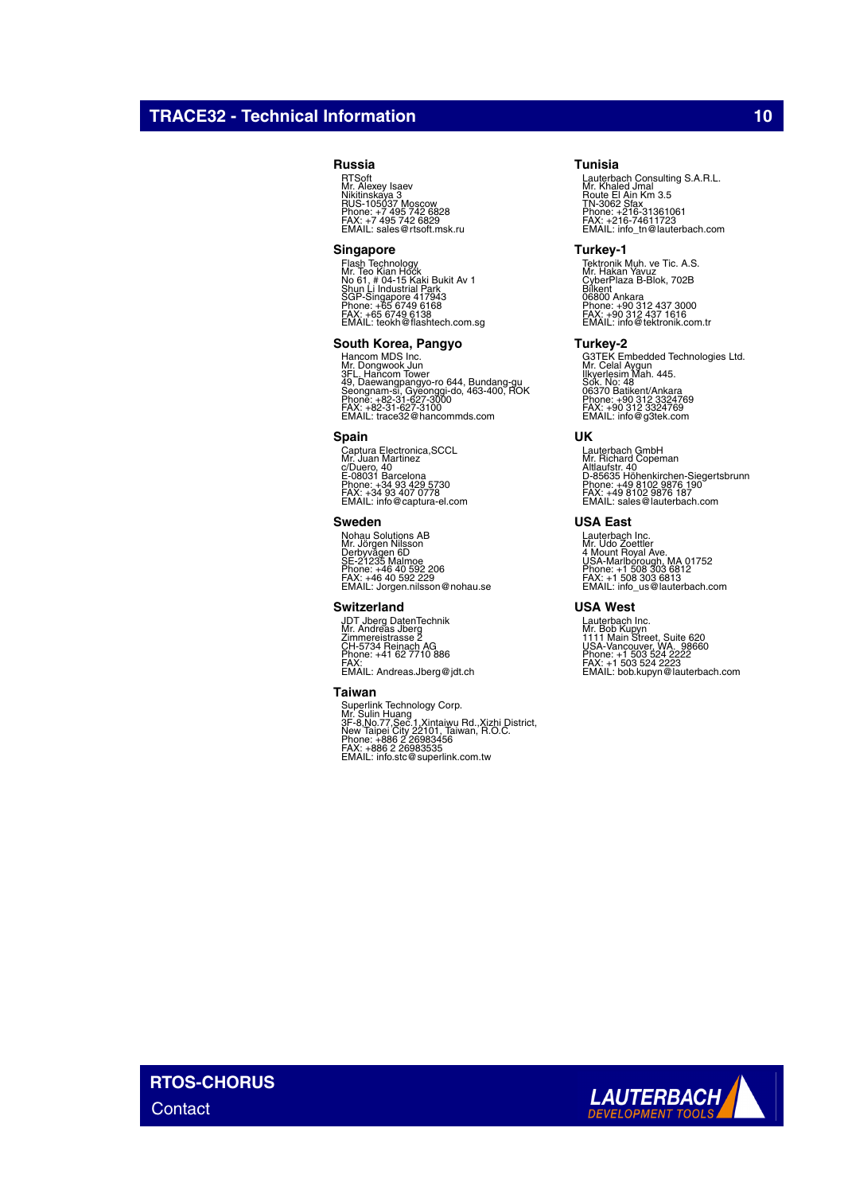### Russia

RTSoft
Mr. Alexey Isaev
Nikitinskaya 3
RUS-105037 Moscow
Phone: +7 495 742 6828
FAX: +7 495 742 6829
EMAIL: sales@rtsoft.msk.ru

### Singapore

Flash Technology
Mr. Teo Kian Hock
No 61, # 04-15 Kaki Bukit Av 1
Shun Li Industrial Park
SGP-Singapore 417943
Phone: +65 6749 6168
FAX: +65 6749 6138
EMAIL: teokh@flashtech.com.sg

### South Korea, Pangyo

Hancom MDS Inc.
Mr. Dongwook Jun
3FL, Hancom Tower
49, Daewangpangyo-ro 644, Bundang-gu
Seongnam-si, Gyeonggi-do, 463-400, ROK
Phone: +82-31-627-3000
FAX: +82-31-627-3100
EMAIL: trace32@hancommds.com

### Spain

Captura Electronica,SCCL
Mr. Juan Martinez
c/Duero, 40
E-08031 Barcelona
Phone: +34 93 429 5730
FAX: +34 93 407 0778
EMAIL: info@captura-el.com

### Sweden

Nohau Solutions AB
Mr. Jörgen Nilsson
Derbyvägen 6D
SE-21235 Malmoe
Phone: +46 40 592 206
FAX: +46 40 592 229
EMAIL: Jorgen.nilsson@nohau.se

### Switzerland

JDT Jberg DatenTechnik
Mr. Andreas Jberg
Zimmereistrasse 2
CH-5734 Reinach AG
Phone: +41 62 7710 886
FAX:
EMAIL: Andreas.Jberg@jdt.ch

### Taiwan

Superlink Technology Corp.
Mr. Sulin Huang
3F-8,No.77,Sec.1,Xintaiwu Rd.,Xizhi District,
New Taipei City 22101, Taiwan, R.O.C.
Phone: +886 2 26983456
FAX: +886 2 26983535
EMAIL: info.stc@superlink.com.tw

### Tunisia

Lauterbach Consulting S.A.R.L.
Mr. Khaled Jmal
Route El Ain Km 3.5
TN-3062 Sfax
Phone: +216-31361061
FAX: +216-74611723
EMAIL: info_tn@lauterbach.com

### Turkey-1

Tektronik Muh. ve Tic. A.S.
Mr. Hakan Yavuz
CyberPlaza B-Blok, 702B
Bilkent
06800 Ankara
Phone: +90 312 437 3000
FAX: +90 312 437 1616
EMAIL: info@tektronik.com.tr

### Turkey-2

G3TEK Embedded Technologies Ltd.
Mr. Celal Aygun
Ilkyerlesim Mah. 445.
Sok. No: 48
06370 Batikent/Ankara
Phone: +90 312 3324769
FAX: +90 312 3324769
EMAIL: info@g3tek.com

### UK

Lauterbach GmbH
Mr. Richard Copeman
Altlaufstr. 40
D-85635 Höhenkirchen-Siegertsbrunn
Phone: +49 8102 9876 190
FAX: +49 8102 9876 187
EMAIL: sales@lauterbach.com

### USA East

Lauterbach Inc.
Mr. Udo Zoettler
4 Mount Royal Ave.
USA-Marlborough, MA 01752
Phone: +1 508 303 6812
FAX: +1 508 303 6813
EMAIL: info_us@lauterbach.com

### USA West

Lauterbach Inc.
Mr. Bob Kupyn
1111 Main Street, Suite 620
USA-Vancouver, WA. 98660
Phone: +1 503 524 2222
FAX: +1 503 524 2223
EMAIL: bob.kupyn@lauterbach.com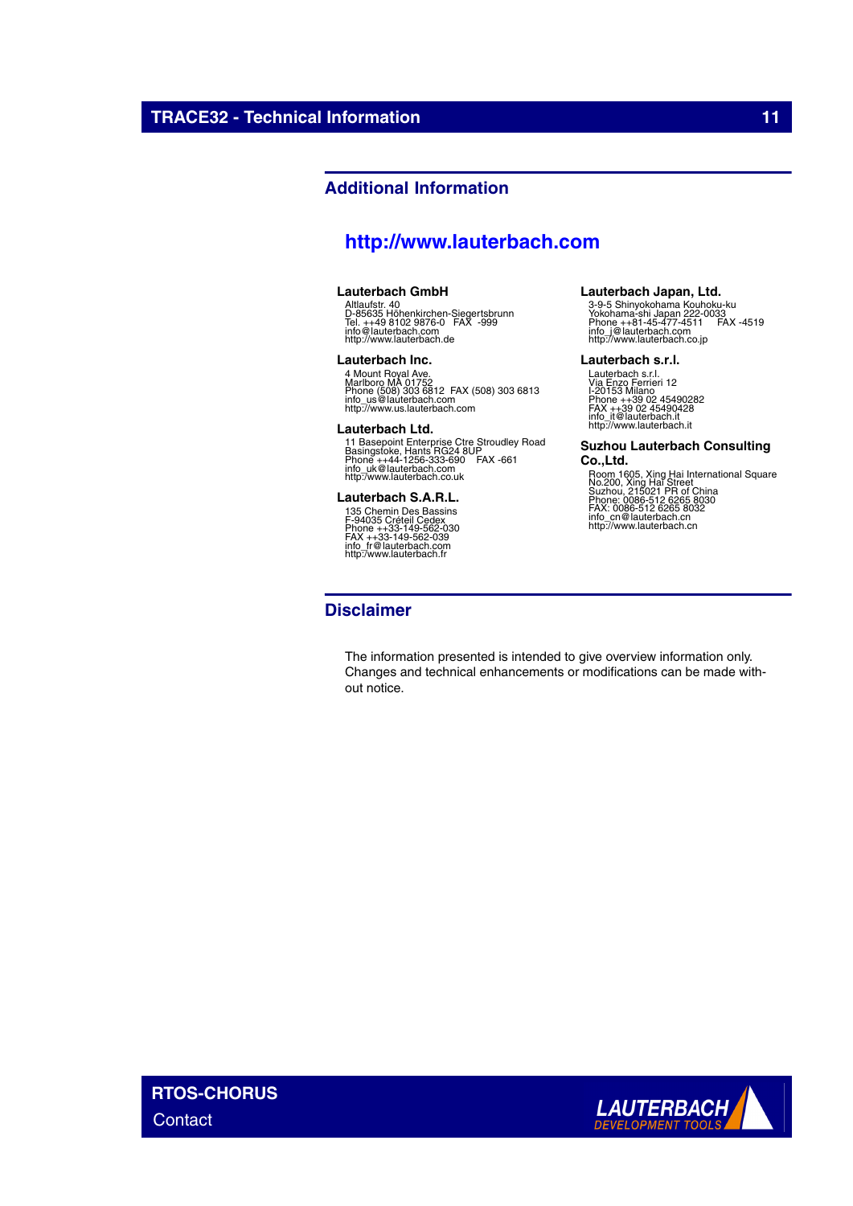## Additional Information

**http://www.lauterbach.com**

**Lauterbach GmbH**
Altlaufstr. 40
D-85635 Höhenkirchen-Siegertsbrunn
Tel. ++49 8102 9876-0 FAX -999
info@lauterbach.com
http://www.lauterbach.de

**Lauterbach Inc.**
4 Mount Royal Ave.
Marlboro MA 01752
Phone (508) 303 6812 FAX (508) 303 6813
info_us@lauterbach.com
http://www.us.lauterbach.com

**Lauterbach Ltd.**
11 Basepoint Enterprise Ctre Stroudley Road
Basingstoke, Hants RG24 8UP
Phone ++44-1256-333-690 FAX -661
info_uk@lauterbach.com
http://www.lauterbach.co.uk

**Lauterbach S.A.R.L.**
135 Chemin Des Bassins
F-94035 Créteil Cedex
Phone ++33-149-562-030
FAX ++33-149-562-039
info_fr@lauterbach.com
http://www.lauterbach.fr

**Lauterbach Japan, Ltd.**
3-9-5 Shinyokohama Kouhoku-ku
Yokohama-shi Japan 222-0033
Phone ++81-45-477-4511 FAX -4519
info_j@lauterbach.com
http://www.lauterbach.co.jp

**Lauterbach s.r.l.**
Lauterbach s.r.l.
Via Enzo Ferrieri 12
I-20153 Milano
Phone ++39 02 45490282
FAX ++39 02 45490428
info_it@lauterbach.it
http://www.lauterbach.it

**Suzhou Lauterbach Consulting Co.,Ltd.**
Room 1605, Xing Hai International Square
No.200, Xing Hai Street
Suzhou, 215021 PR of China
Phone: 0086-512 6265 8030
FAX: 0086-512 6265 8032
info_cn@lauterbach.cn
http://www.lauterbach.cn

## Disclaimer

The information presented is intended to give overview information only.
Changes and technical enhancements or modifications can be made without notice.